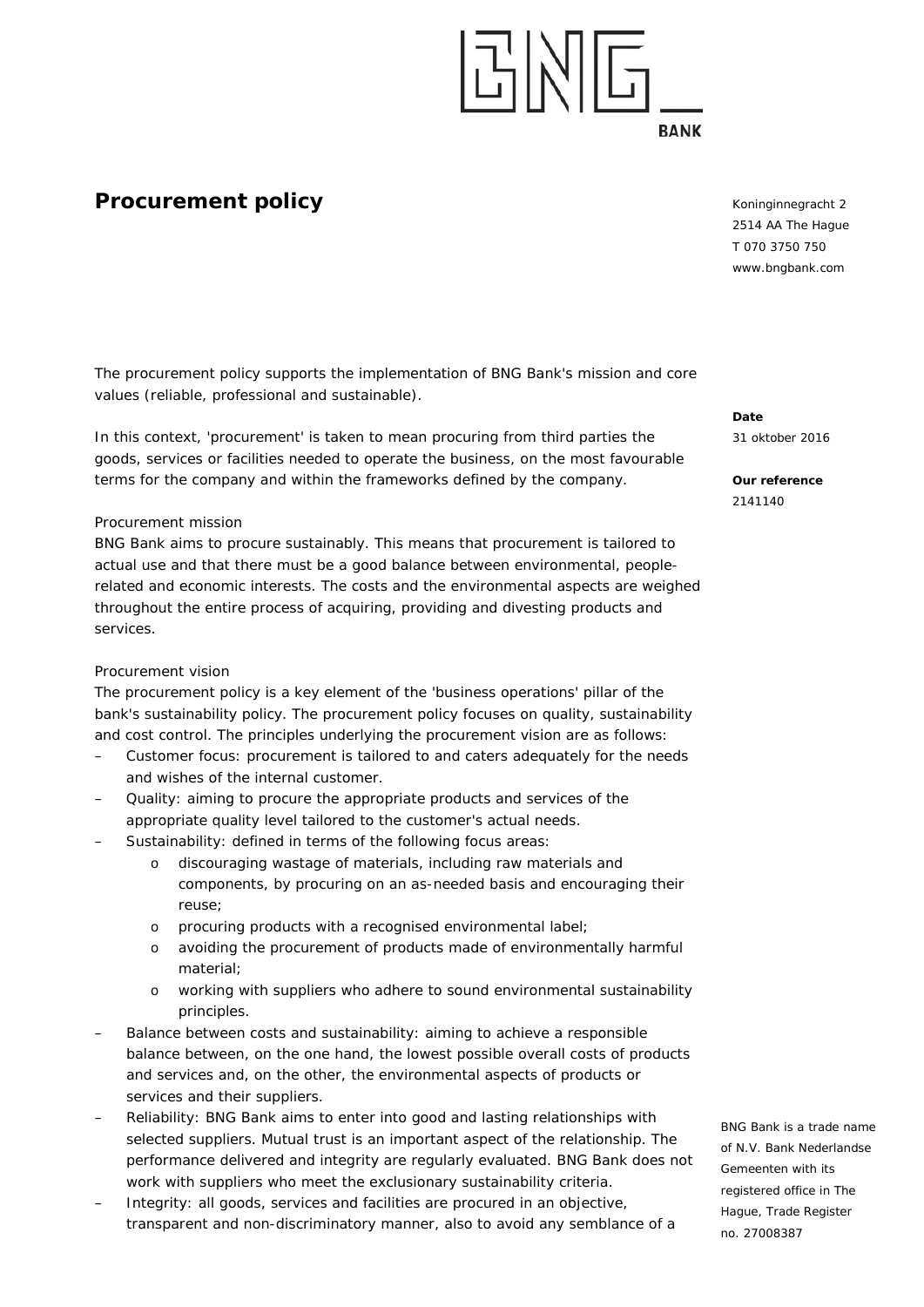# Procurement policy

Koninginnegracht 2
2514 AA The Hague
T 070 3750 750
www.bngbank.com

**Date**
31 oktober 2016

**Our reference**
2141140

The procurement policy supports the implementation of BNG Bank's mission and core values (reliable, professional and sustainable).

In this context, 'procurement' is taken to mean procuring from third parties the goods, services or facilities needed to operate the business, on the most favourable terms for the company and within the frameworks defined by the company.

Procurement mission
BNG Bank aims to procure sustainably. This means that procurement is tailored to actual use and that there must be a good balance between environmental, people-related and economic interests. The costs and the environmental aspects are weighed throughout the entire process of acquiring, providing and divesting products and services.

Procurement vision
The procurement policy is a key element of the 'business operations' pillar of the bank's sustainability policy. The procurement policy focuses on quality, sustainability and cost control. The principles underlying the procurement vision are as follows:

- Customer focus: procurement is tailored to and caters adequately for the needs and wishes of the internal customer.
- Quality: aiming to procure the appropriate products and services of the appropriate quality level tailored to the customer's actual needs.
- Sustainability: defined in terms of the following focus areas:
    - discouraging wastage of materials, including raw materials and components, by procuring on an as-needed basis and encouraging their reuse;
    - procuring products with a recognised environmental label;
    - avoiding the procurement of products made of environmentally harmful material;
    - working with suppliers who adhere to sound environmental sustainability principles.
- Balance between costs and sustainability: aiming to achieve a responsible balance between, on the one hand, the lowest possible overall costs of products and services and, on the other, the environmental aspects of products or services and their suppliers.
- Reliability: BNG Bank aims to enter into good and lasting relationships with selected suppliers. Mutual trust is an important aspect of the relationship. The performance delivered and integrity are regularly evaluated. BNG Bank does not work with suppliers who meet the exclusionary sustainability criteria.
- Integrity: all goods, services and facilities are procured in an objective, transparent and non-discriminatory manner, also to avoid any semblance of a

BNG Bank is a trade name of N.V. Bank Nederlandse Gemeenten with its registered office in The Hague, Trade Register no. 27008387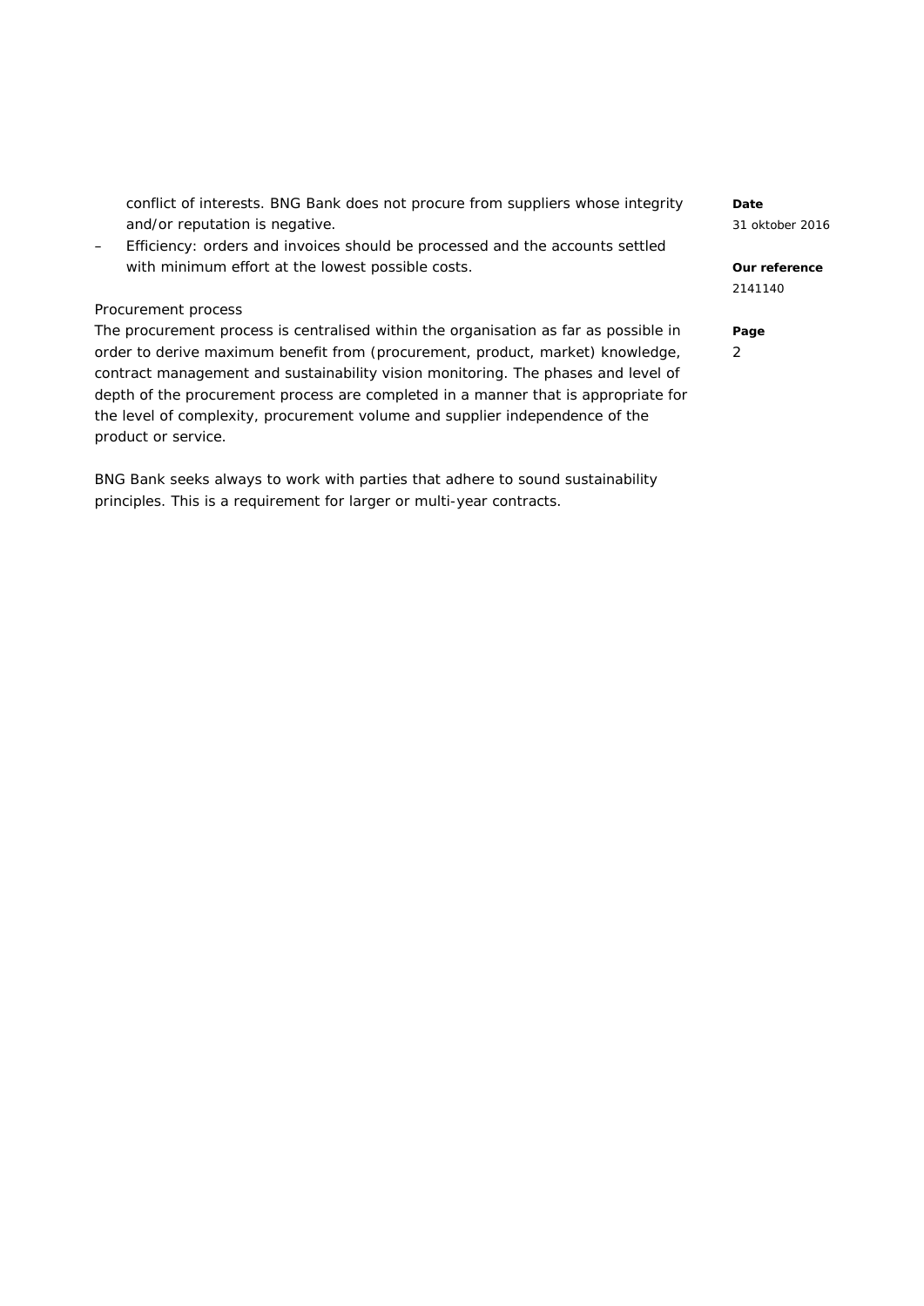conflict of interests. BNG Bank does not procure from suppliers whose integrity and/or reputation is negative.

- Efficiency: orders and invoices should be processed and the accounts settled with minimum effort at the lowest possible costs.

Procurement process

The procurement process is centralised within the organisation as far as possible in order to derive maximum benefit from (procurement, product, market) knowledge, contract management and sustainability vision monitoring. The phases and level of depth of the procurement process are completed in a manner that is appropriate for the level of complexity, procurement volume and supplier independence of the product or service.

BNG Bank seeks always to work with parties that adhere to sound sustainability principles. This is a requirement for larger or multi-year contracts.